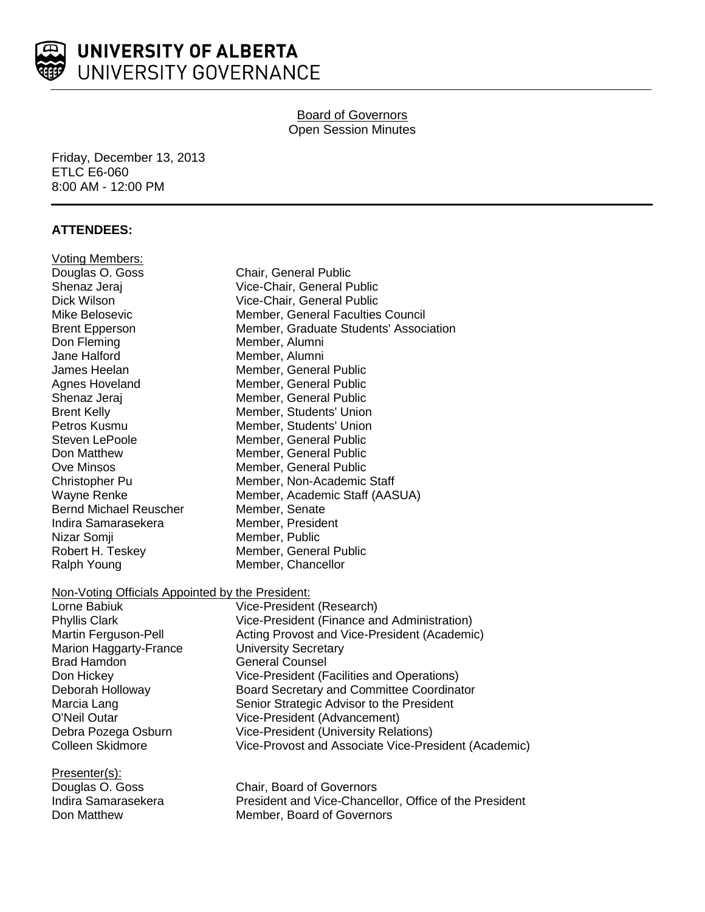# UNIVERSITY OF ALBERTA
## UNIVERSITY GOVERNANCE

Board of Governors
Open Session Minutes

Friday, December 13, 2013
ETLC E6-060
8:00 AM - 12:00 PM

## ATTENDEES:

Voting Members:

| | |
|---|---|
| Douglas O. Goss | Chair, General Public |
| Shenaz Jeraj | Vice-Chair, General Public |
| Dick Wilson | Vice-Chair, General Public |
| Mike Belosevic | Member, General Faculties Council |
| Brent Epperson | Member, Graduate Students' Association |
| Don Fleming | Member, Alumni |
| Jane Halford | Member, Alumni |
| James Heelan | Member, General Public |
| Agnes Hoveland | Member, General Public |
| Shenaz Jeraj | Member, General Public |
| Brent Kelly | Member, Students' Union |
| Petros Kusmu | Member, Students' Union |
| Steven LePoole | Member, General Public |
| Don Matthew | Member, General Public |
| Ove Minsos | Member, General Public |
| Christopher Pu | Member, Non-Academic Staff |
| Wayne Renke | Member, Academic Staff (AASUA) |
| Bernd Michael Reuscher | Member, Senate |
| Indira Samarasekera | Member, President |
| Nizar Somji | Member, Public |
| Robert H. Teskey | Member, General Public |
| Ralph Young | Member, Chancellor |

Non-Voting Officials Appointed by the President:

| | |
|---|---|
| Lorne Babiuk | Vice-President (Research) |
| Phyllis Clark | Vice-President (Finance and Administration) |
| Martin Ferguson-Pell | Acting Provost and Vice-President (Academic) |
| Marion Haggarty-France | University Secretary |
| Brad Hamdon | General Counsel |
| Don Hickey | Vice-President (Facilities and Operations) |
| Deborah Holloway | Board Secretary and Committee Coordinator |
| Marcia Lang | Senior Strategic Advisor to the President |
| O'Neil Outar | Vice-President (Advancement) |
| Debra Pozega Osburn | Vice-President (University Relations) |
| Colleen Skidmore | Vice-Provost and Associate Vice-President (Academic) |

Presenter(s):

| | |
|---|---|
| Douglas O. Goss | Chair, Board of Governors |
| Indira Samarasekera | President and Vice-Chancellor, Office of the President |
| Don Matthew | Member, Board of Governors |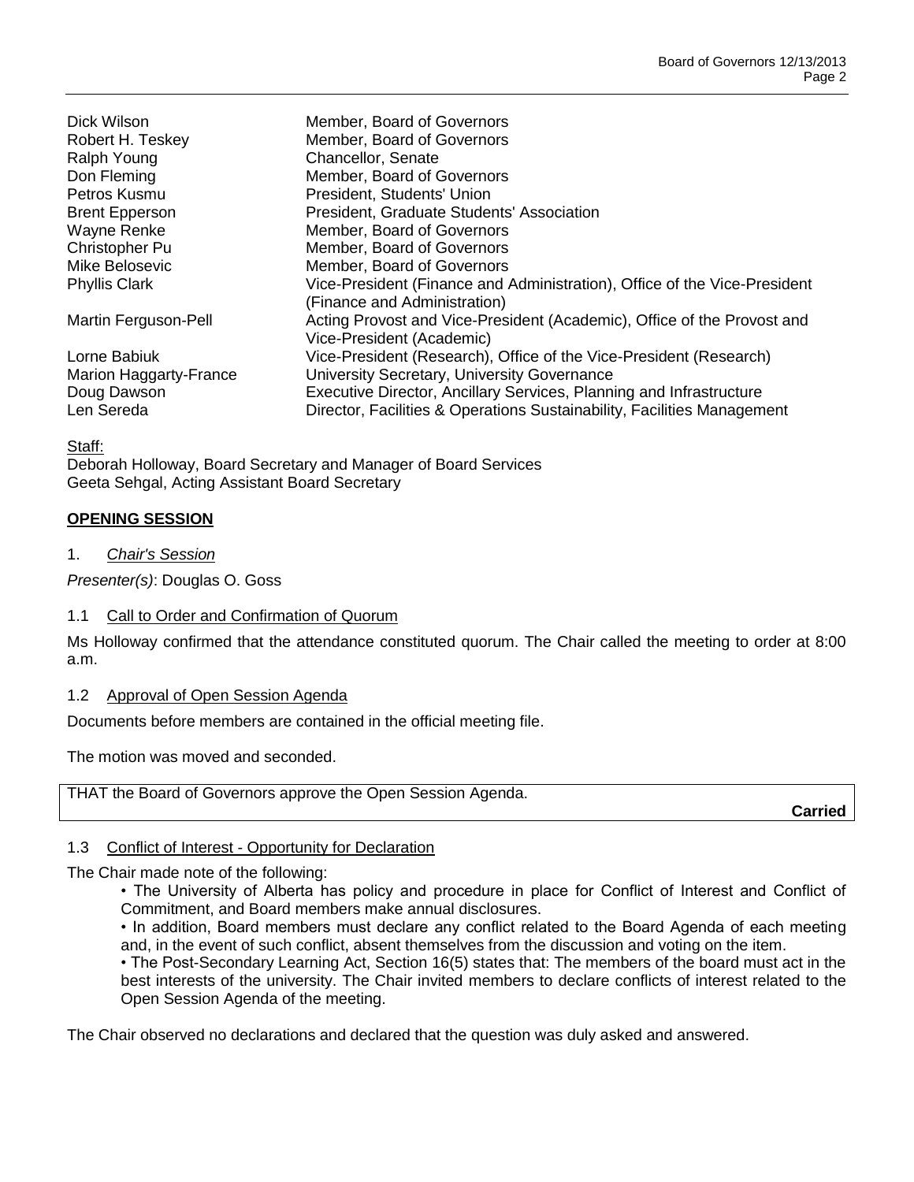| | |
|---|---|
| Dick Wilson | Member, Board of Governors |
| Robert H. Teskey | Member, Board of Governors |
| Ralph Young | Chancellor, Senate |
| Don Fleming | Member, Board of Governors |
| Petros Kusmu | President, Students' Union |
| Brent Epperson | President, Graduate Students' Association |
| Wayne Renke | Member, Board of Governors |
| Christopher Pu | Member, Board of Governors |
| Mike Belosevic | Member, Board of Governors |
| Phyllis Clark | Vice-President (Finance and Administration), Office of the Vice-President (Finance and Administration) |
| Martin Ferguson-Pell | Acting Provost and Vice-President (Academic), Office of the Provost and Vice-President (Academic) |
| Lorne Babiuk | Vice-President (Research), Office of the Vice-President (Research) |
| Marion Haggarty-France | University Secretary, University Governance |
| Doug Dawson | Executive Director, Ancillary Services, Planning and Infrastructure |
| Len Sereda | Director, Facilities & Operations Sustainability, Facilities Management |

Staff:
Deborah Holloway, Board Secretary and Manager of Board Services
Geeta Sehgal, Acting Assistant Board Secretary

## OPENING SESSION

1. *Chair's Session*

*Presenter(s)*: Douglas O. Goss

### 1.1 Call to Order and Confirmation of Quorum

Ms Holloway confirmed that the attendance constituted quorum. The Chair called the meeting to order at 8:00 a.m.

### 1.2 Approval of Open Session Agenda

Documents before members are contained in the official meeting file.

The motion was moved and seconded.

THAT the Board of Governors approve the Open Session Agenda.

**Carried**

### 1.3 Conflict of Interest - Opportunity for Declaration

The Chair made note of the following:

- The University of Alberta has policy and procedure in place for Conflict of Interest and Conflict of Commitment, and Board members make annual disclosures.
- In addition, Board members must declare any conflict related to the Board Agenda of each meeting and, in the event of such conflict, absent themselves from the discussion and voting on the item.
- The Post-Secondary Learning Act, Section 16(5) states that: The members of the board must act in the best interests of the university. The Chair invited members to declare conflicts of interest related to the Open Session Agenda of the meeting.

The Chair observed no declarations and declared that the question was duly asked and answered.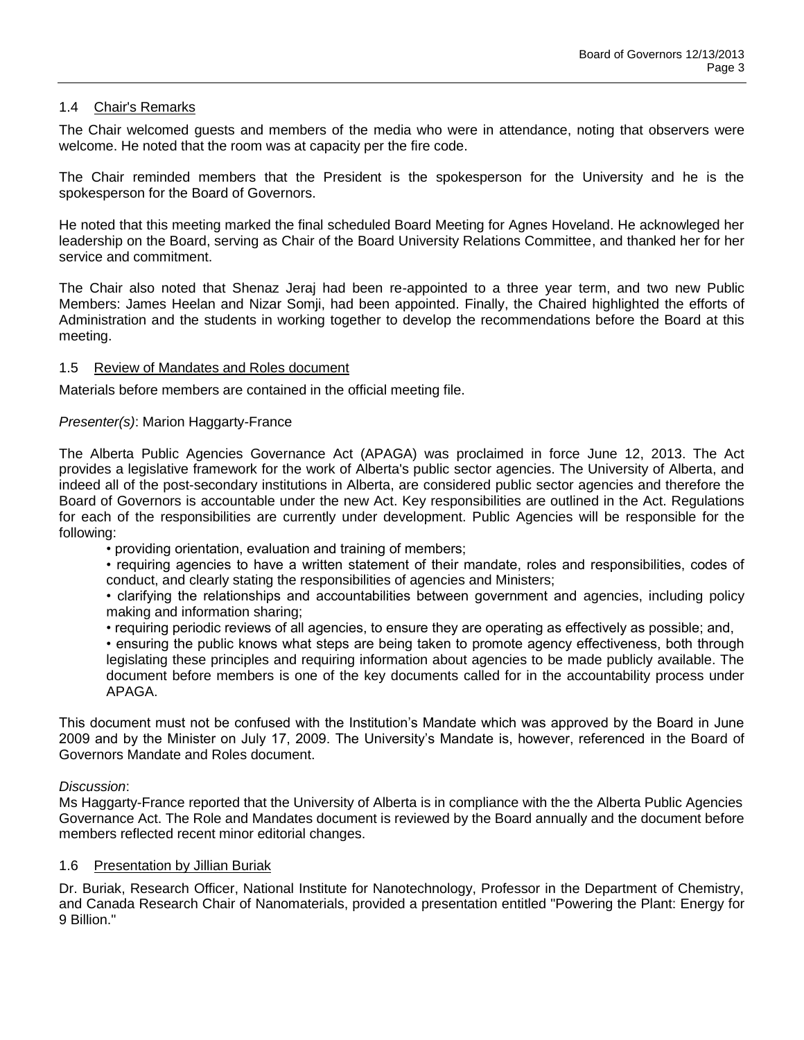### 1.4 Chair's Remarks

The Chair welcomed guests and members of the media who were in attendance, noting that observers were welcome. He noted that the room was at capacity per the fire code.

The Chair reminded members that the President is the spokesperson for the University and he is the spokesperson for the Board of Governors.

He noted that this meeting marked the final scheduled Board Meeting for Agnes Hoveland. He acknowleged her leadership on the Board, serving as Chair of the Board University Relations Committee, and thanked her for her service and commitment.

The Chair also noted that Shenaz Jeraj had been re-appointed to a three year term, and two new Public Members: James Heelan and Nizar Somji, had been appointed. Finally, the Chaired highlighted the efforts of Administration and the students in working together to develop the recommendations before the Board at this meeting.

### 1.5 Review of Mandates and Roles document

Materials before members are contained in the official meeting file.

*Presenter(s)*: Marion Haggarty-France

The Alberta Public Agencies Governance Act (APAGA) was proclaimed in force June 12, 2013. The Act provides a legislative framework for the work of Alberta's public sector agencies. The University of Alberta, and indeed all of the post-secondary institutions in Alberta, are considered public sector agencies and therefore the Board of Governors is accountable under the new Act. Key responsibilities are outlined in the Act. Regulations for each of the responsibilities are currently under development. Public Agencies will be responsible for the following:

- providing orientation, evaluation and training of members;
- requiring agencies to have a written statement of their mandate, roles and responsibilities, codes of conduct, and clearly stating the responsibilities of agencies and Ministers;
- clarifying the relationships and accountabilities between government and agencies, including policy making and information sharing;
- requiring periodic reviews of all agencies, to ensure they are operating as effectively as possible; and,
- ensuring the public knows what steps are being taken to promote agency effectiveness, both through legislating these principles and requiring information about agencies to be made publicly available. The document before members is one of the key documents called for in the accountability process under APAGA.

This document must not be confused with the Institution's Mandate which was approved by the Board in June 2009 and by the Minister on July 17, 2009. The University's Mandate is, however, referenced in the Board of Governors Mandate and Roles document.

*Discussion*:
Ms Haggarty-France reported that the University of Alberta is in compliance with the the Alberta Public Agencies Governance Act. The Role and Mandates document is reviewed by the Board annually and the document before members reflected recent minor editorial changes.

### 1.6 Presentation by Jillian Buriak

Dr. Buriak, Research Officer, National Institute for Nanotechnology, Professor in the Department of Chemistry, and Canada Research Chair of Nanomaterials, provided a presentation entitled "Powering the Plant: Energy for 9 Billion."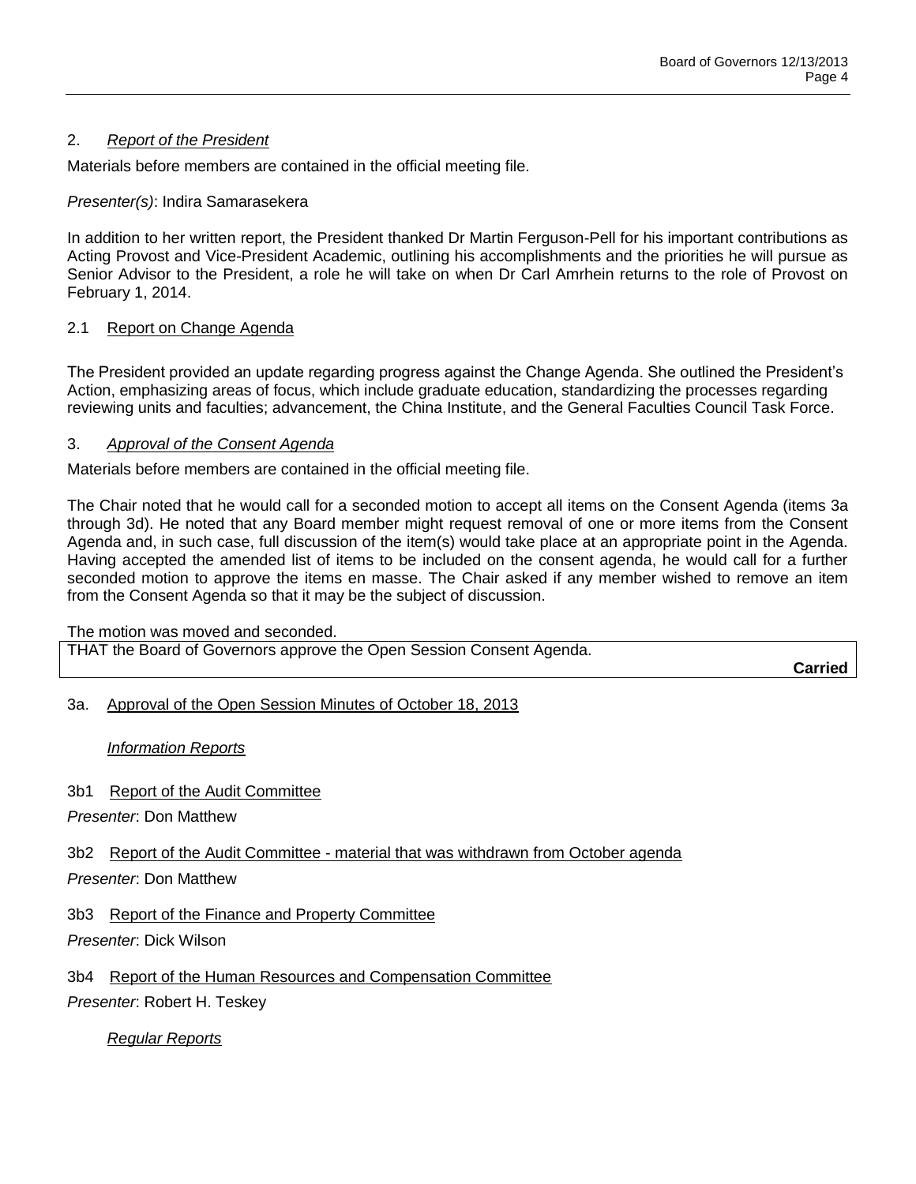## 2. *Report of the President*

Materials before members are contained in the official meeting file.

*Presenter(s)*: Indira Samarasekera

In addition to her written report, the President thanked Dr Martin Ferguson-Pell for his important contributions as Acting Provost and Vice-President Academic, outlining his accomplishments and the priorities he will pursue as Senior Advisor to the President, a role he will take on when Dr Carl Amrhein returns to the role of Provost on February 1, 2014.

### 2.1 Report on Change Agenda

The President provided an update regarding progress against the Change Agenda. She outlined the President's Action, emphasizing areas of focus, which include graduate education, standardizing the processes regarding reviewing units and faculties; advancement, the China Institute, and the General Faculties Council Task Force.

## 3. *Approval of the Consent Agenda*

Materials before members are contained in the official meeting file.

The Chair noted that he would call for a seconded motion to accept all items on the Consent Agenda (items 3a through 3d). He noted that any Board member might request removal of one or more items from the Consent Agenda and, in such case, full discussion of the item(s) would take place at an appropriate point in the Agenda. Having accepted the amended list of items to be included on the consent agenda, he would call for a further seconded motion to approve the items en masse. The Chair asked if any member wished to remove an item from the Consent Agenda so that it may be the subject of discussion.

The motion was moved and seconded.

| THAT the Board of Governors approve the Open Session Consent Agenda. |
|---|
| **Carried** |

### 3a. Approval of the Open Session Minutes of October 18, 2013

*Information Reports*

### 3b1 Report of the Audit Committee

*Presenter*: Don Matthew

### 3b2 Report of the Audit Committee - material that was withdrawn from October agenda

*Presenter*: Don Matthew

### 3b3 Report of the Finance and Property Committee

*Presenter*: Dick Wilson

### 3b4 Report of the Human Resources and Compensation Committee

*Presenter*: Robert H. Teskey

*Regular Reports*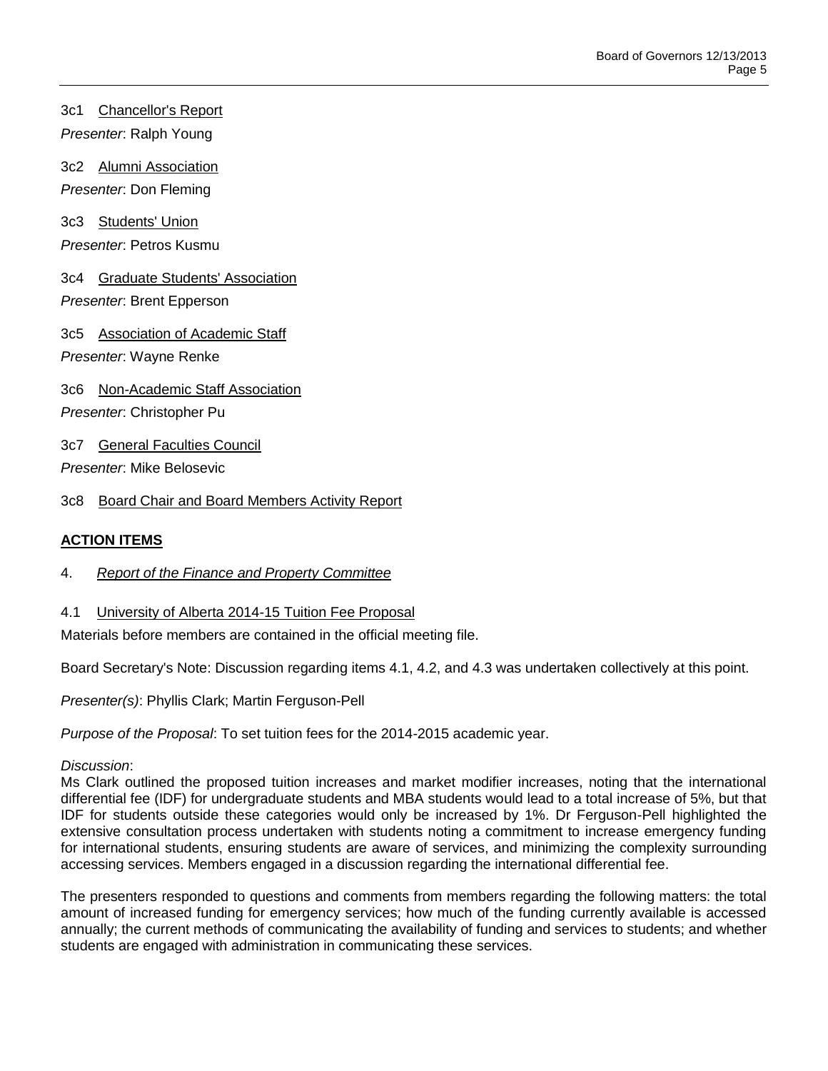3c1 Chancellor's Report

*Presenter*: Ralph Young

3c2 Alumni Association

*Presenter*: Don Fleming

3c3 Students' Union

*Presenter*: Petros Kusmu

3c4 Graduate Students' Association

*Presenter*: Brent Epperson

3c5 Association of Academic Staff

*Presenter*: Wayne Renke

3c6 Non-Academic Staff Association

*Presenter*: Christopher Pu

3c7 General Faculties Council

*Presenter*: Mike Belosevic

3c8 Board Chair and Board Members Activity Report

## ACTION ITEMS

4. *Report of the Finance and Property Committee*

4.1 University of Alberta 2014-15 Tuition Fee Proposal

Materials before members are contained in the official meeting file.

Board Secretary's Note: Discussion regarding items 4.1, 4.2, and 4.3 was undertaken collectively at this point.

*Presenter(s)*: Phyllis Clark; Martin Ferguson-Pell

*Purpose of the Proposal*: To set tuition fees for the 2014-2015 academic year.

*Discussion*:

Ms Clark outlined the proposed tuition increases and market modifier increases, noting that the international differential fee (IDF) for undergraduate students and MBA students would lead to a total increase of 5%, but that IDF for students outside these categories would only be increased by 1%. Dr Ferguson-Pell highlighted the extensive consultation process undertaken with students noting a commitment to increase emergency funding for international students, ensuring students are aware of services, and minimizing the complexity surrounding accessing services. Members engaged in a discussion regarding the international differential fee.

The presenters responded to questions and comments from members regarding the following matters: the total amount of increased funding for emergency services; how much of the funding currently available is accessed annually; the current methods of communicating the availability of funding and services to students; and whether students are engaged with administration in communicating these services.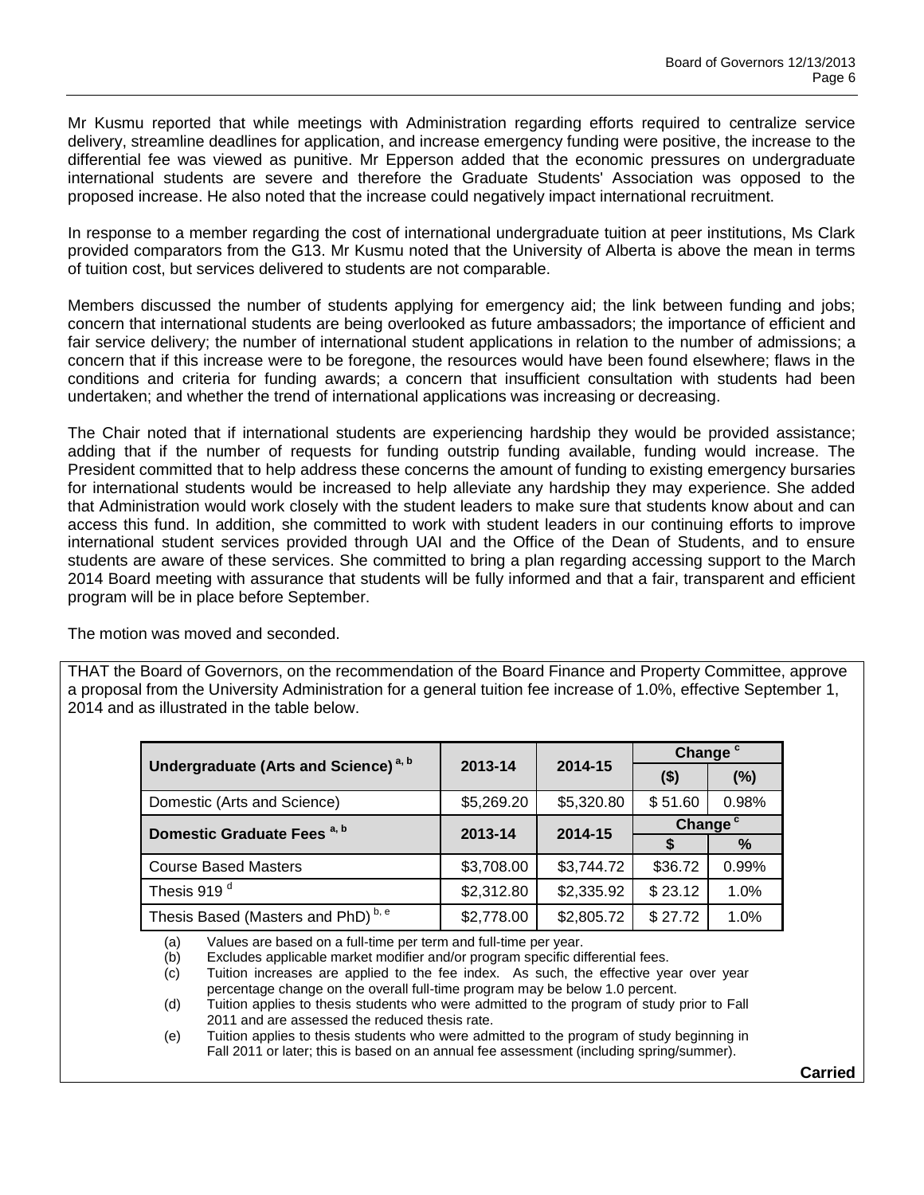Mr Kusmu reported that while meetings with Administration regarding efforts required to centralize service delivery, streamline deadlines for application, and increase emergency funding were positive, the increase to the differential fee was viewed as punitive. Mr Epperson added that the economic pressures on undergraduate international students are severe and therefore the Graduate Students' Association was opposed to the proposed increase. He also noted that the increase could negatively impact international recruitment.

In response to a member regarding the cost of international undergraduate tuition at peer institutions, Ms Clark provided comparators from the G13. Mr Kusmu noted that the University of Alberta is above the mean in terms of tuition cost, but services delivered to students are not comparable.

Members discussed the number of students applying for emergency aid; the link between funding and jobs; concern that international students are being overlooked as future ambassadors; the importance of efficient and fair service delivery; the number of international student applications in relation to the number of admissions; a concern that if this increase were to be foregone, the resources would have been found elsewhere; flaws in the conditions and criteria for funding awards; a concern that insufficient consultation with students had been undertaken; and whether the trend of international applications was increasing or decreasing.

The Chair noted that if international students are experiencing hardship they would be provided assistance; adding that if the number of requests for funding outstrip funding available, funding would increase. The President committed that to help address these concerns the amount of funding to existing emergency bursaries for international students would be increased to help alleviate any hardship they may experience. She added that Administration would work closely with the student leaders to make sure that students know about and can access this fund. In addition, she committed to work with student leaders in our continuing efforts to improve international student services provided through UAI and the Office of the Dean of Students, and to ensure students are aware of these services. She committed to bring a plan regarding accessing support to the March 2014 Board meeting with assurance that students will be fully informed and that a fair, transparent and efficient program will be in place before September.

The motion was moved and seconded.

THAT the Board of Governors, on the recommendation of the Board Finance and Property Committee, approve a proposal from the University Administration for a general tuition fee increase of 1.0%, effective September 1, 2014 and as illustrated in the table below.

| Undergraduate (Arts and Science) [a, b] | 2013-14 | 2014-15 | Change [c] | |
|---|---|---|---|---|
| | | | ($) | (%) |
| Domestic (Arts and Science) | $5,269.20 | $5,320.80 | $ 51.60 | 0.98% |
| **Domestic Graduate Fees [a, b]** | **2013-14** | **2014-15** | **Change [c]** | |
| | | | **$** | **%** |
| Course Based Masters | $3,708.00 | $3,744.72 | $36.72 | 0.99% |
| Thesis 919 [d] | $2,312.80 | $2,335.92 | $ 23.12 | 1.0% |
| Thesis Based (Masters and PhD) [b, e] | $2,778.00 | $2,805.72 | $ 27.72 | 1.0% |

(a) Values are based on a full-time per term and full-time per year.
(b) Excludes applicable market modifier and/or program specific differential fees.
(c) Tuition increases are applied to the fee index. As such, the effective year over year percentage change on the overall full-time program may be below 1.0 percent.
(d) Tuition applies to thesis students who were admitted to the program of study prior to Fall 2011 and are assessed the reduced thesis rate.
(e) Tuition applies to thesis students who were admitted to the program of study beginning in Fall 2011 or later; this is based on an annual fee assessment (including spring/summer).

**Carried**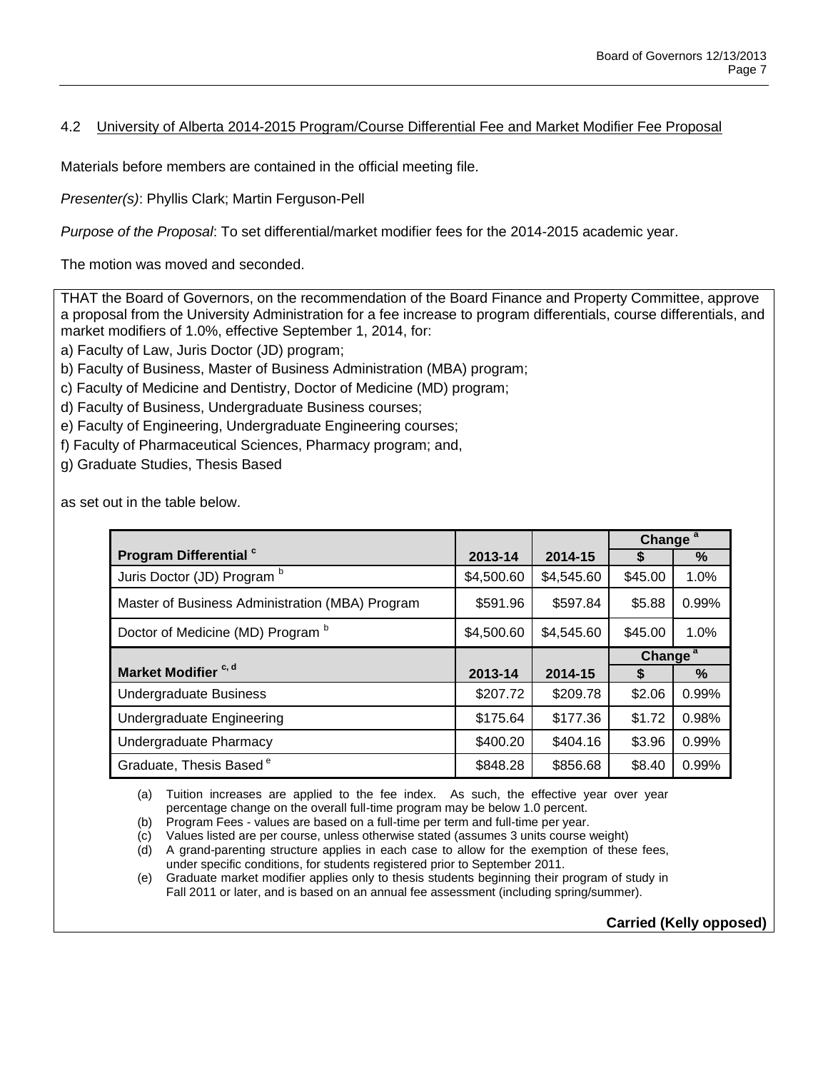## 4.2 University of Alberta 2014-2015 Program/Course Differential Fee and Market Modifier Fee Proposal

Materials before members are contained in the official meeting file.

*Presenter(s)*: Phyllis Clark; Martin Ferguson-Pell

*Purpose of the Proposal*: To set differential/market modifier fees for the 2014-2015 academic year.

The motion was moved and seconded.

THAT the Board of Governors, on the recommendation of the Board Finance and Property Committee, approve a proposal from the University Administration for a fee increase to program differentials, course differentials, and market modifiers of 1.0%, effective September 1, 2014, for:

a) Faculty of Law, Juris Doctor (JD) program;
b) Faculty of Business, Master of Business Administration (MBA) program;
c) Faculty of Medicine and Dentistry, Doctor of Medicine (MD) program;
d) Faculty of Business, Undergraduate Business courses;
e) Faculty of Engineering, Undergraduate Engineering courses;
f) Faculty of Pharmaceutical Sciences, Pharmacy program; and,
g) Graduate Studies, Thesis Based

as set out in the table below.

| | | | Change [a] | |
|---|---|---|---|---|
| **Program Differential** [c] | **2013-14** | **2014-15** | **$** | **%** |
| Juris Doctor (JD) Program [b] | $4,500.60 | $4,545.60 | $45.00 | 1.0% |
| Master of Business Administration (MBA) Program | $591.96 | $597.84 | $5.88 | 0.99% |
| Doctor of Medicine (MD) Program [b] | $4,500.60 | $4,545.60 | $45.00 | 1.0% |
| | | | **Change** [a] | |
| **Market Modifier** [c, d] | **2013-14** | **2014-15** | **$** | **%** |
| Undergraduate Business | $207.72 | $209.78 | $2.06 | 0.99% |
| Undergraduate Engineering | $175.64 | $177.36 | $1.72 | 0.98% |
| Undergraduate Pharmacy | $400.20 | $404.16 | $3.96 | 0.99% |
| Graduate, Thesis Based [e] | $848.28 | $856.68 | $8.40 | 0.99% |

(a) Tuition increases are applied to the fee index. As such, the effective year over year percentage change on the overall full-time program may be below 1.0 percent.
(b) Program Fees - values are based on a full-time per term and full-time per year.
(c) Values listed are per course, unless otherwise stated (assumes 3 units course weight)
(d) A grand-parenting structure applies in each case to allow for the exemption of these fees, under specific conditions, for students registered prior to September 2011.
(e) Graduate market modifier applies only to thesis students beginning their program of study in Fall 2011 or later, and is based on an annual fee assessment (including spring/summer).

**Carried (Kelly opposed)**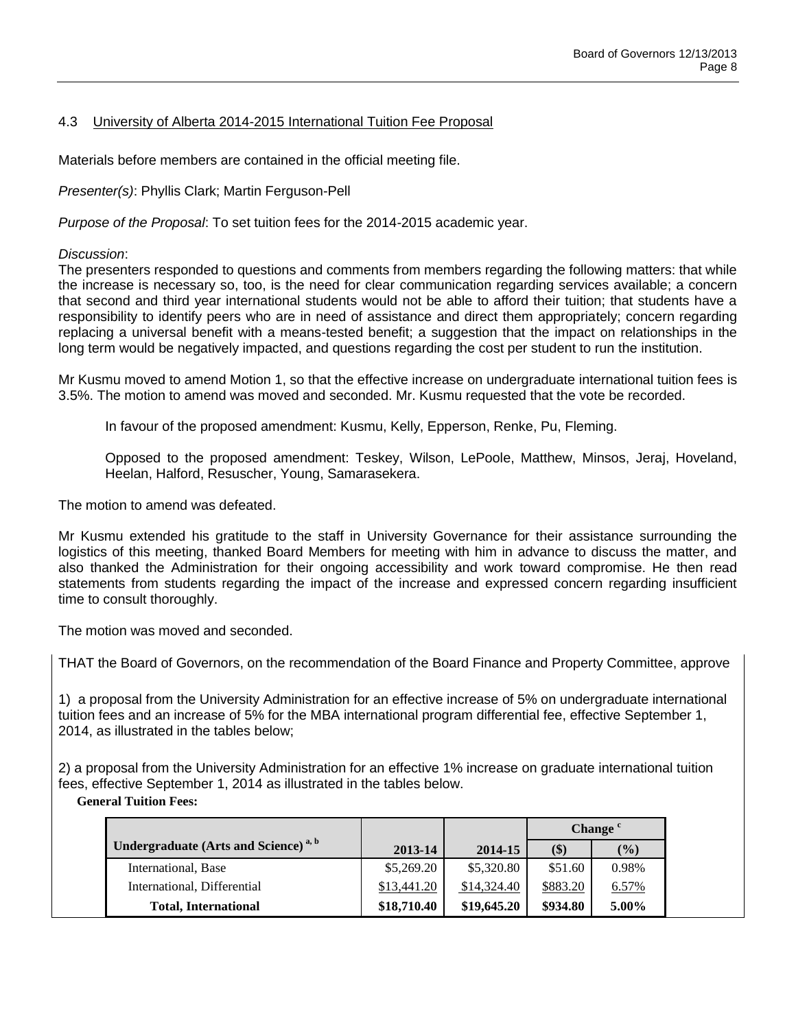## 4.3 University of Alberta 2014-2015 International Tuition Fee Proposal

Materials before members are contained in the official meeting file.

*Presenter(s)*: Phyllis Clark; Martin Ferguson-Pell

*Purpose of the Proposal*: To set tuition fees for the 2014-2015 academic year.

*Discussion*:

The presenters responded to questions and comments from members regarding the following matters: that while the increase is necessary so, too, is the need for clear communication regarding services available; a concern that second and third year international students would not be able to afford their tuition; that students have a responsibility to identify peers who are in need of assistance and direct them appropriately; concern regarding replacing a universal benefit with a means-tested benefit; a suggestion that the impact on relationships in the long term would be negatively impacted, and questions regarding the cost per student to run the institution.

Mr Kusmu moved to amend Motion 1, so that the effective increase on undergraduate international tuition fees is 3.5%. The motion to amend was moved and seconded. Mr. Kusmu requested that the vote be recorded.

In favour of the proposed amendment: Kusmu, Kelly, Epperson, Renke, Pu, Fleming.

Opposed to the proposed amendment: Teskey, Wilson, LePoole, Matthew, Minsos, Jeraj, Hoveland, Heelan, Halford, Resuscher, Young, Samarasekera.

The motion to amend was defeated.

Mr Kusmu extended his gratitude to the staff in University Governance for their assistance surrounding the logistics of this meeting, thanked Board Members for meeting with him in advance to discuss the matter, and also thanked the Administration for their ongoing accessibility and work toward compromise. He then read statements from students regarding the impact of the increase and expressed concern regarding insufficient time to consult thoroughly.

The motion was moved and seconded.

THAT the Board of Governors, on the recommendation of the Board Finance and Property Committee, approve

1) a proposal from the University Administration for an effective increase of 5% on undergraduate international tuition fees and an increase of 5% for the MBA international program differential fee, effective September 1, 2014, as illustrated in the tables below;

2) a proposal from the University Administration for an effective 1% increase on graduate international tuition fees, effective September 1, 2014 as illustrated in the tables below.

**General Tuition Fees:**

| | | | Change [c] | |
|---|---|---|---|---|
| **Undergraduate (Arts and Science) [a, b]** | **2013-14** | **2014-15** | **($)** | **(%)** |
| International, Base | \$5,269.20 | \$5,320.80 | \$51.60 | 0.98% |
| International, Differential | \$13,441.20 | \$14,324.40 | \$883.20 | 6.57% |
| **Total, International** | **\$18,710.40** | **\$19,645.20** | **\$934.80** | **5.00%** |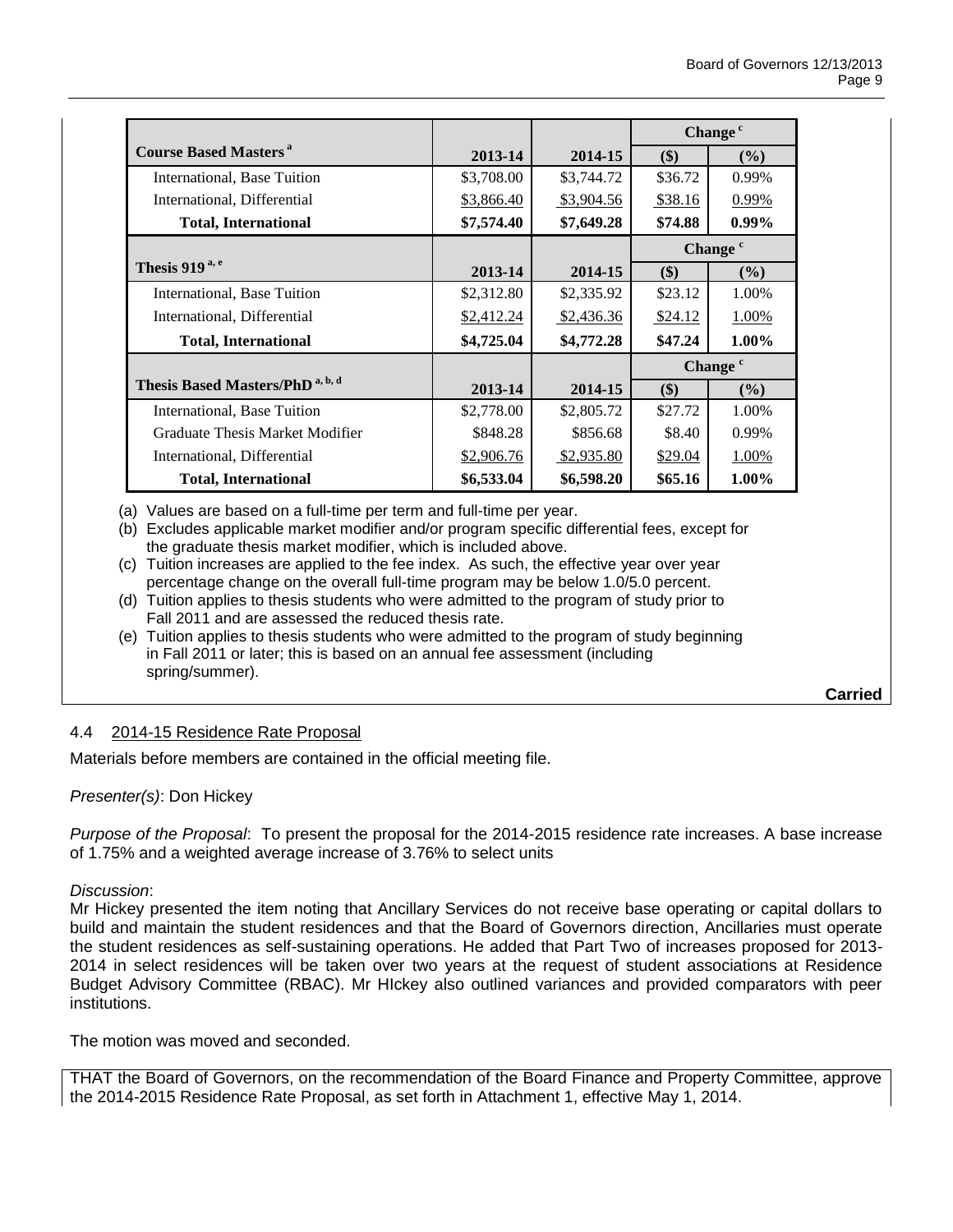| Course Based Masters [a] | 2013-14 | 2014-15 | Change [c] ($) | Change [c] (%) |
|---|---|---|---|---|
| International, Base Tuition | $3,708.00 | $3,744.72 | $36.72 | 0.99% |
| International, Differential | $3,866.40 | $3,904.56 | $38.16 | 0.99% |
| **Total, International** | **$7,574.40** | **$7,649.28** | **$74.88** | **0.99%** |
| **Thesis 919 [a, e]** | **2013-14** | **2014-15** | **($)** | **(%)** |
| International, Base Tuition | $2,312.80 | $2,335.92 | $23.12 | 1.00% |
| International, Differential | $2,412.24 | $2,436.36 | $24.12 | 1.00% |
| **Total, International** | **$4,725.04** | **$4,772.28** | **$47.24** | **1.00%** |
| **Thesis Based Masters/PhD [a, b, d]** | **2013-14** | **2014-15** | **($)** | **(%)** |
| International, Base Tuition | $2,778.00 | $2,805.72 | $27.72 | 1.00% |
| Graduate Thesis Market Modifier | $848.28 | $856.68 | $8.40 | 0.99% |
| International, Differential | $2,906.76 | $2,935.80 | $29.04 | 1.00% |
| **Total, International** | **$6,533.04** | **$6,598.20** | **$65.16** | **1.00%** |

(a) Values are based on a full-time per term and full-time per year.
(b) Excludes applicable market modifier and/or program specific differential fees, except for the graduate thesis market modifier, which is included above.
(c) Tuition increases are applied to the fee index. As such, the effective year over year percentage change on the overall full-time program may be below 1.0/5.0 percent.
(d) Tuition applies to thesis students who were admitted to the program of study prior to Fall 2011 and are assessed the reduced thesis rate.
(e) Tuition applies to thesis students who were admitted to the program of study beginning in Fall 2011 or later; this is based on an annual fee assessment (including spring/summer).

**Carried**

## 4.4 2014-15 Residence Rate Proposal

Materials before members are contained in the official meeting file.

*Presenter(s)*: Don Hickey

*Purpose of the Proposal*: To present the proposal for the 2014-2015 residence rate increases. A base increase of 1.75% and a weighted average increase of 3.76% to select units

*Discussion*:
Mr Hickey presented the item noting that Ancillary Services do not receive base operating or capital dollars to build and maintain the student residences and that the Board of Governors direction, Ancillaries must operate the student residences as self-sustaining operations. He added that Part Two of increases proposed for 2013-2014 in select residences will be taken over two years at the request of student associations at Residence Budget Advisory Committee (RBAC). Mr HIckey also outlined variances and provided comparators with peer institutions.

The motion was moved and seconded.

THAT the Board of Governors, on the recommendation of the Board Finance and Property Committee, approve the 2014-2015 Residence Rate Proposal, as set forth in Attachment 1, effective May 1, 2014.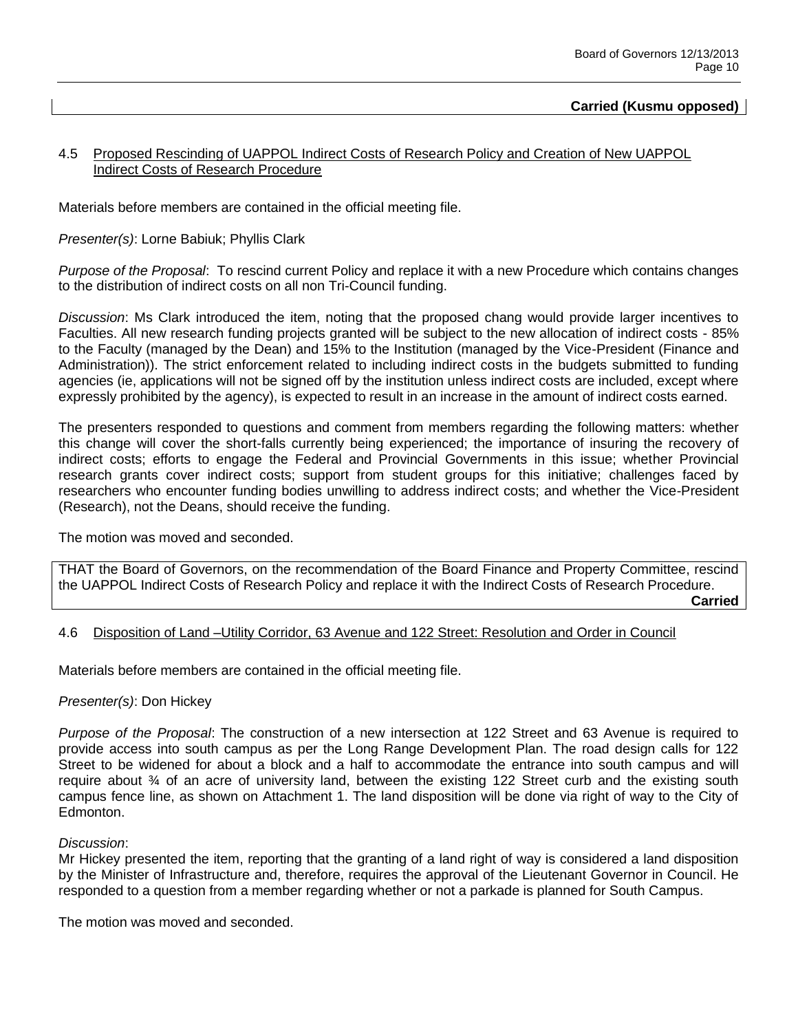**Carried (Kusmu opposed)**

### 4.5 Proposed Rescinding of UAPPOL Indirect Costs of Research Policy and Creation of New UAPPOL Indirect Costs of Research Procedure

Materials before members are contained in the official meeting file.

*Presenter(s)*: Lorne Babiuk; Phyllis Clark

*Purpose of the Proposal*: To rescind current Policy and replace it with a new Procedure which contains changes to the distribution of indirect costs on all non Tri-Council funding.

*Discussion*: Ms Clark introduced the item, noting that the proposed chang would provide larger incentives to Faculties. All new research funding projects granted will be subject to the new allocation of indirect costs - 85% to the Faculty (managed by the Dean) and 15% to the Institution (managed by the Vice-President (Finance and Administration)). The strict enforcement related to including indirect costs in the budgets submitted to funding agencies (ie, applications will not be signed off by the institution unless indirect costs are included, except where expressly prohibited by the agency), is expected to result in an increase in the amount of indirect costs earned.

The presenters responded to questions and comment from members regarding the following matters: whether this change will cover the short-falls currently being experienced; the importance of insuring the recovery of indirect costs; efforts to engage the Federal and Provincial Governments in this issue; whether Provincial research grants cover indirect costs; support from student groups for this initiative; challenges faced by researchers who encounter funding bodies unwilling to address indirect costs; and whether the Vice-President (Research), not the Deans, should receive the funding.

The motion was moved and seconded.

THAT the Board of Governors, on the recommendation of the Board Finance and Property Committee, rescind the UAPPOL Indirect Costs of Research Policy and replace it with the Indirect Costs of Research Procedure.

**Carried**

### 4.6 Disposition of Land –Utility Corridor, 63 Avenue and 122 Street: Resolution and Order in Council

Materials before members are contained in the official meeting file.

*Presenter(s)*: Don Hickey

*Purpose of the Proposal*: The construction of a new intersection at 122 Street and 63 Avenue is required to provide access into south campus as per the Long Range Development Plan. The road design calls for 122 Street to be widened for about a block and a half to accommodate the entrance into south campus and will require about ¾ of an acre of university land, between the existing 122 Street curb and the existing south campus fence line, as shown on Attachment 1. The land disposition will be done via right of way to the City of Edmonton.

*Discussion*:
Mr Hickey presented the item, reporting that the granting of a land right of way is considered a land disposition by the Minister of Infrastructure and, therefore, requires the approval of the Lieutenant Governor in Council. He responded to a question from a member regarding whether or not a parkade is planned for South Campus.

The motion was moved and seconded.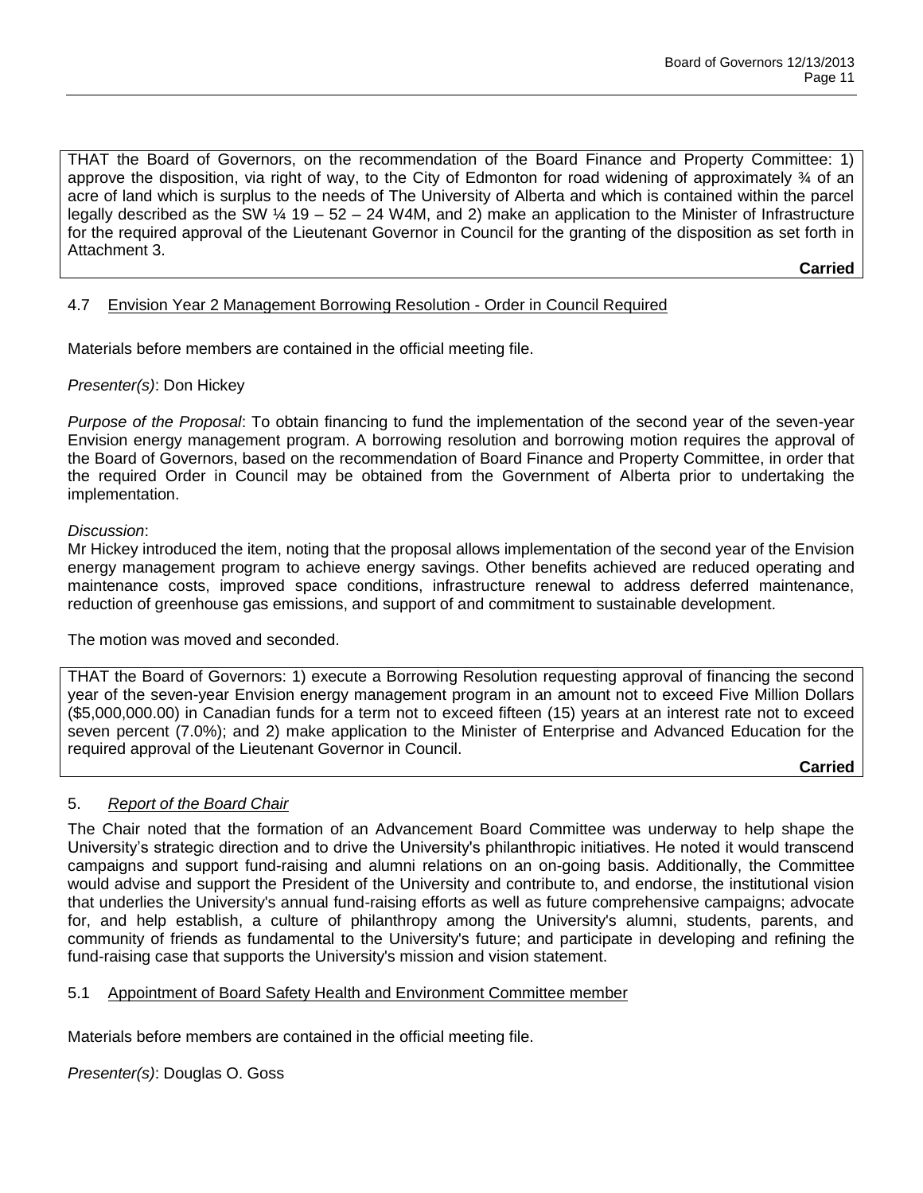THAT the Board of Governors, on the recommendation of the Board Finance and Property Committee: 1) approve the disposition, via right of way, to the City of Edmonton for road widening of approximately ¾ of an acre of land which is surplus to the needs of The University of Alberta and which is contained within the parcel legally described as the SW ¼ 19 – 52 – 24 W4M, and 2) make an application to the Minister of Infrastructure for the required approval of the Lieutenant Governor in Council for the granting of the disposition as set forth in Attachment 3.

**Carried**

### 4.7 Envision Year 2 Management Borrowing Resolution - Order in Council Required

Materials before members are contained in the official meeting file.

*Presenter(s)*: Don Hickey

*Purpose of the Proposal*: To obtain financing to fund the implementation of the second year of the seven-year Envision energy management program. A borrowing resolution and borrowing motion requires the approval of the Board of Governors, based on the recommendation of Board Finance and Property Committee, in order that the required Order in Council may be obtained from the Government of Alberta prior to undertaking the implementation.

*Discussion*:
Mr Hickey introduced the item, noting that the proposal allows implementation of the second year of the Envision energy management program to achieve energy savings. Other benefits achieved are reduced operating and maintenance costs, improved space conditions, infrastructure renewal to address deferred maintenance, reduction of greenhouse gas emissions, and support of and commitment to sustainable development.

The motion was moved and seconded.

THAT the Board of Governors: 1) execute a Borrowing Resolution requesting approval of financing the second year of the seven-year Envision energy management program in an amount not to exceed Five Million Dollars ($5,000,000.00) in Canadian funds for a term not to exceed fifteen (15) years at an interest rate not to exceed seven percent (7.0%); and 2) make application to the Minister of Enterprise and Advanced Education for the required approval of the Lieutenant Governor in Council.

**Carried**

## 5. *Report of the Board Chair*

The Chair noted that the formation of an Advancement Board Committee was underway to help shape the University's strategic direction and to drive the University's philanthropic initiatives. He noted it would transcend campaigns and support fund-raising and alumni relations on an on-going basis. Additionally, the Committee would advise and support the President of the University and contribute to, and endorse, the institutional vision that underlies the University's annual fund-raising efforts as well as future comprehensive campaigns; advocate for, and help establish, a culture of philanthropy among the University's alumni, students, parents, and community of friends as fundamental to the University's future; and participate in developing and refining the fund-raising case that supports the University's mission and vision statement.

### 5.1 Appointment of Board Safety Health and Environment Committee member

Materials before members are contained in the official meeting file.

*Presenter(s)*: Douglas O. Goss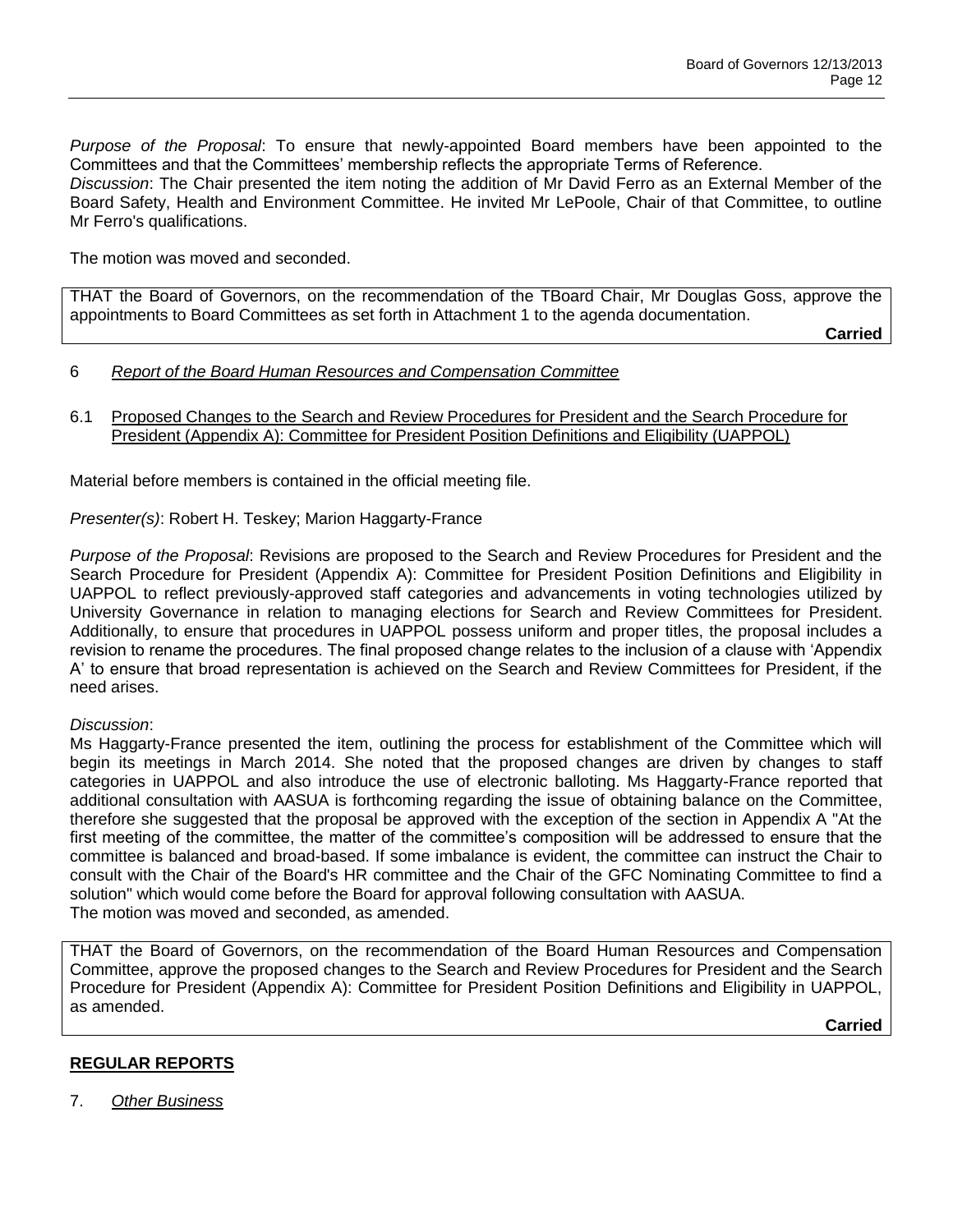*Purpose of the Proposal*: To ensure that newly-appointed Board members have been appointed to the Committees and that the Committees' membership reflects the appropriate Terms of Reference.
*Discussion*: The Chair presented the item noting the addition of Mr David Ferro as an External Member of the Board Safety, Health and Environment Committee. He invited Mr LePoole, Chair of that Committee, to outline Mr Ferro's qualifications.

The motion was moved and seconded.

THAT the Board of Governors, on the recommendation of the TBoard Chair, Mr Douglas Goss, approve the appointments to Board Committees as set forth in Attachment 1 to the agenda documentation.

**Carried**

6 *Report of the Board Human Resources and Compensation Committee*

6.1 Proposed Changes to the Search and Review Procedures for President and the Search Procedure for President (Appendix A): Committee for President Position Definitions and Eligibility (UAPPOL)

Material before members is contained in the official meeting file.

*Presenter(s)*: Robert H. Teskey; Marion Haggarty-France

*Purpose of the Proposal*: Revisions are proposed to the Search and Review Procedures for President and the Search Procedure for President (Appendix A): Committee for President Position Definitions and Eligibility in UAPPOL to reflect previously-approved staff categories and advancements in voting technologies utilized by University Governance in relation to managing elections for Search and Review Committees for President. Additionally, to ensure that procedures in UAPPOL possess uniform and proper titles, the proposal includes a revision to rename the procedures. The final proposed change relates to the inclusion of a clause with 'Appendix A' to ensure that broad representation is achieved on the Search and Review Committees for President, if the need arises.

*Discussion*:
Ms Haggarty-France presented the item, outlining the process for establishment of the Committee which will begin its meetings in March 2014. She noted that the proposed changes are driven by changes to staff categories in UAPPOL and also introduce the use of electronic balloting. Ms Haggarty-France reported that additional consultation with AASUA is forthcoming regarding the issue of obtaining balance on the Committee, therefore she suggested that the proposal be approved with the exception of the section in Appendix A "At the first meeting of the committee, the matter of the committee's composition will be addressed to ensure that the committee is balanced and broad-based. If some imbalance is evident, the committee can instruct the Chair to consult with the Chair of the Board's HR committee and the Chair of the GFC Nominating Committee to find a solution" which would come before the Board for approval following consultation with AASUA.
The motion was moved and seconded, as amended.

THAT the Board of Governors, on the recommendation of the Board Human Resources and Compensation Committee, approve the proposed changes to the Search and Review Procedures for President and the Search Procedure for President (Appendix A): Committee for President Position Definitions and Eligibility in UAPPOL, as amended.

**Carried**

**REGULAR REPORTS**

7. *Other Business*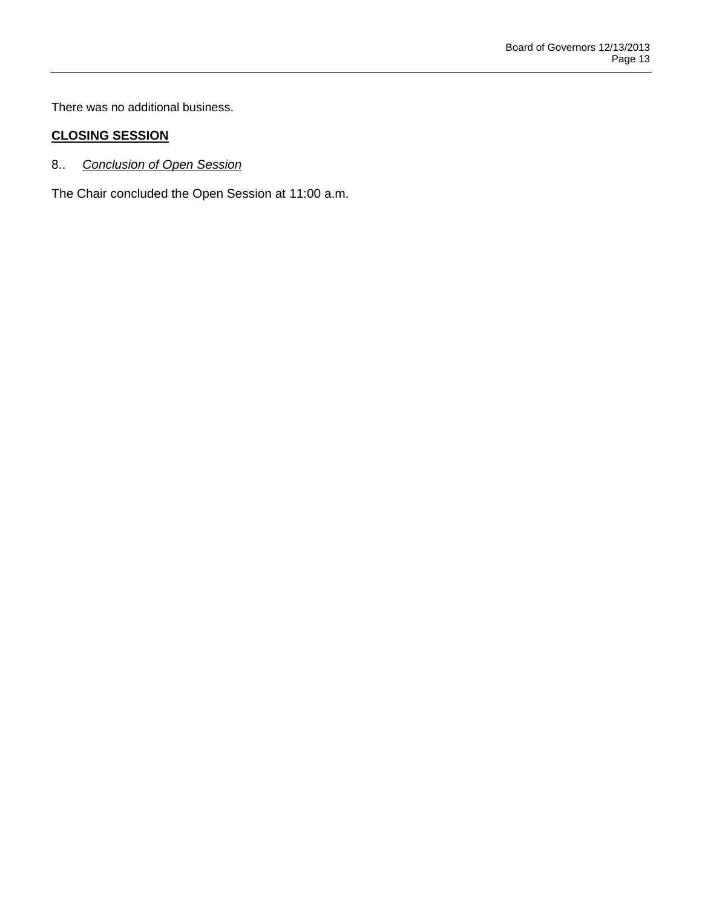There was no additional business.

## **CLOSING SESSION**

8.. *Conclusion of Open Session*

The Chair concluded the Open Session at 11:00 a.m.